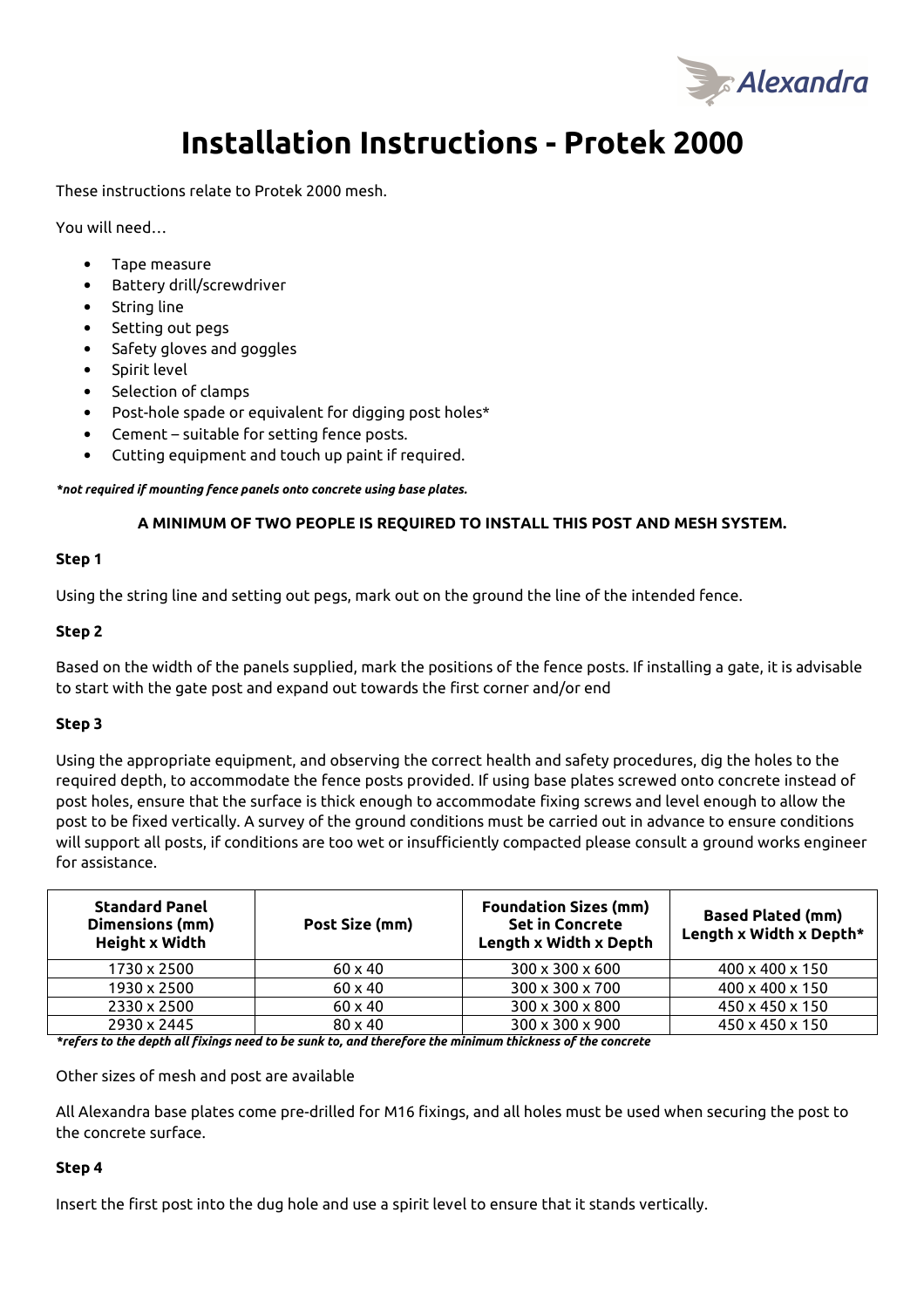# Installation Instructions - Protek 2000

These instructions relate to Protek 2000 mesh.

You will need…

- Tape measure
- Battery drill/screwdriver
- String line
- Setting out pegs
- Safety gloves and goggles
- Spirit level
- Selection of clamps
- Post-hole spade or equivalent for digging post holes*
- Cement – suitable for setting fence posts.
- Cutting equipment and touch up paint if required.

***not required if mounting fence panels onto concrete using base plates.***

**A MINIMUM OF TWO PEOPLE IS REQUIRED TO INSTALL THIS POST AND MESH SYSTEM.**

**Step 1**

Using the string line and setting out pegs, mark out on the ground the line of the intended fence.

**Step 2**

Based on the width of the panels supplied, mark the positions of the fence posts. If installing a gate, it is advisable to start with the gate post and expand out towards the first corner and/or end

**Step 3**

Using the appropriate equipment, and observing the correct health and safety procedures, dig the holes to the required depth, to accommodate the fence posts provided. If using base plates screwed onto concrete instead of post holes, ensure that the surface is thick enough to accommodate fixing screws and level enough to allow the post to be fixed vertically. A survey of the ground conditions must be carried out in advance to ensure conditions will support all posts, if conditions are too wet or insufficiently compacted please consult a ground works engineer for assistance.

| Standard Panel Dimensions (mm) Height x Width | Post Size (mm) | Foundation Sizes (mm) Set in Concrete Length x Width x Depth | Based Plated (mm) Length x Width x Depth* |
|---|---|---|---|
| 1730 x 2500 | 60 x 40 | 300 x 300 x 600 | 400 x 400 x 150 |
| 1930 x 2500 | 60 x 40 | 300 x 300 x 700 | 400 x 400 x 150 |
| 2330 x 2500 | 60 x 40 | 300 x 300 x 800 | 450 x 450 x 150 |
| 2930 x 2445 | 80 x 40 | 300 x 300 x 900 | 450 x 450 x 150 |

***refers to the depth all fixings need to be sunk to, and therefore the minimum thickness of the concrete***

Other sizes of mesh and post are available

All Alexandra base plates come pre-drilled for M16 fixings, and all holes must be used when securing the post to the concrete surface.

**Step 4**

Insert the first post into the dug hole and use a spirit level to ensure that it stands vertically.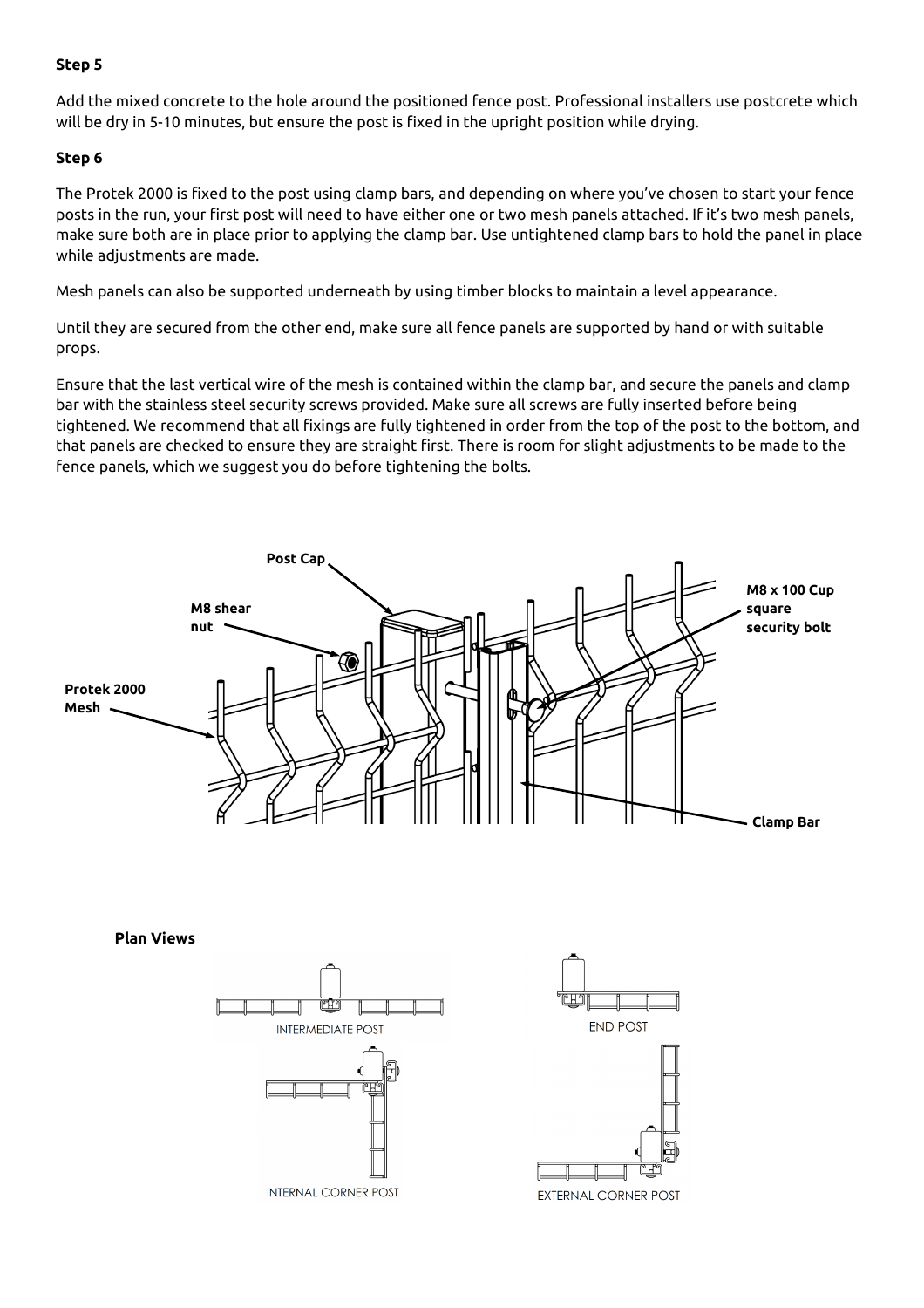**Step 5**

Add the mixed concrete to the hole around the positioned fence post. Professional installers use postcrete which will be dry in 5-10 minutes, but ensure the post is fixed in the upright position while drying.

**Step 6**

The Protek 2000 is fixed to the post using clamp bars, and depending on where you've chosen to start your fence posts in the run, your first post will need to have either one or two mesh panels attached. If it's two mesh panels, make sure both are in place prior to applying the clamp bar. Use untightened clamp bars to hold the panel in place while adjustments are made.

Mesh panels can also be supported underneath by using timber blocks to maintain a level appearance.

Until they are secured from the other end, make sure all fence panels are supported by hand or with suitable props.

Ensure that the last vertical wire of the mesh is contained within the clamp bar, and secure the panels and clamp bar with the stainless steel security screws provided. Make sure all screws are fully inserted before being tightened. We recommend that all fixings are fully tightened in order from the top of the post to the bottom, and that panels are checked to ensure they are straight first. There is room for slight adjustments to be made to the fence panels, which we suggest you do before tightening the bolts.

**Post Cap**

**M8 shear nut**

**Protek 2000 Mesh**

**M8 x 100 Cup square security bolt**

**Clamp Bar**

**Plan Views**

INTERMEDIATE POST

END POST

INTERNAL CORNER POST

EXTERNAL CORNER POST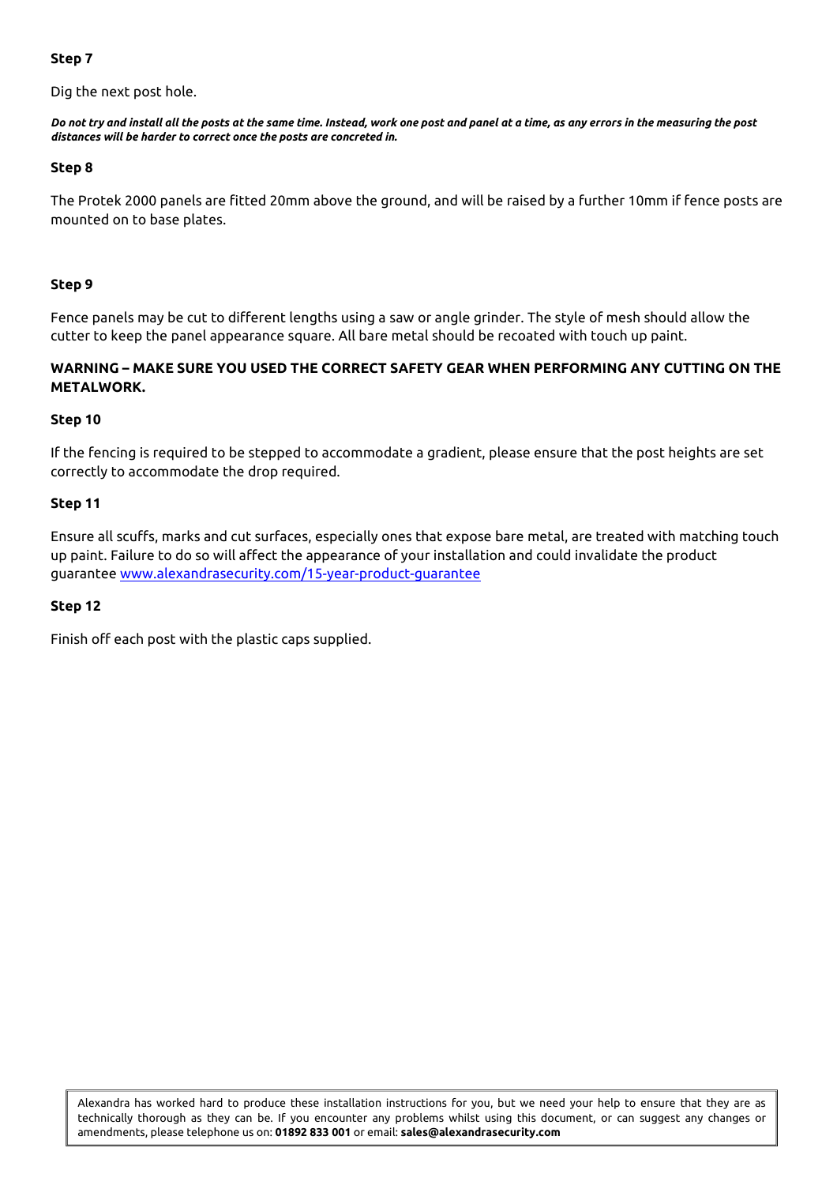**Step 7**

Dig the next post hole.

***Do not try and install all the posts at the same time. Instead, work one post and panel at a time, as any errors in the measuring the post distances will be harder to correct once the posts are concreted in.***

**Step 8**

The Protek 2000 panels are fitted 20mm above the ground, and will be raised by a further 10mm if fence posts are mounted on to base plates.

**Step 9**

Fence panels may be cut to different lengths using a saw or angle grinder. The style of mesh should allow the cutter to keep the panel appearance square. All bare metal should be recoated with touch up paint.

**WARNING – MAKE SURE YOU USED THE CORRECT SAFETY GEAR WHEN PERFORMING ANY CUTTING ON THE METALWORK.**

**Step 10**

If the fencing is required to be stepped to accommodate a gradient, please ensure that the post heights are set correctly to accommodate the drop required.

**Step 11**

Ensure all scuffs, marks and cut surfaces, especially ones that expose bare metal, are treated with matching touch up paint. Failure to do so will affect the appearance of your installation and could invalidate the product guarantee [www.alexandrasecurity.com/15-year-product-guarantee](http://www.alexandrasecurity.com/15-year-product-guarantee)

**Step 12**

Finish off each post with the plastic caps supplied.

Alexandra has worked hard to produce these installation instructions for you, but we need your help to ensure that they are as technically thorough as they can be. If you encounter any problems whilst using this document, or can suggest any changes or amendments, please telephone us on: **01892 833 001** or email: **sales@alexandrasecurity.com**